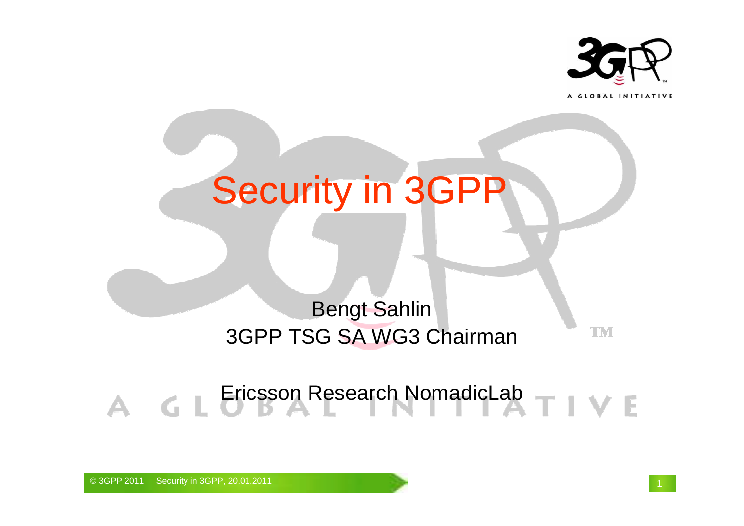# Security in 3GPP

Bengt Sahlin
3GPP TSG SA WG3 Chairman

Ericsson Research NomadicLab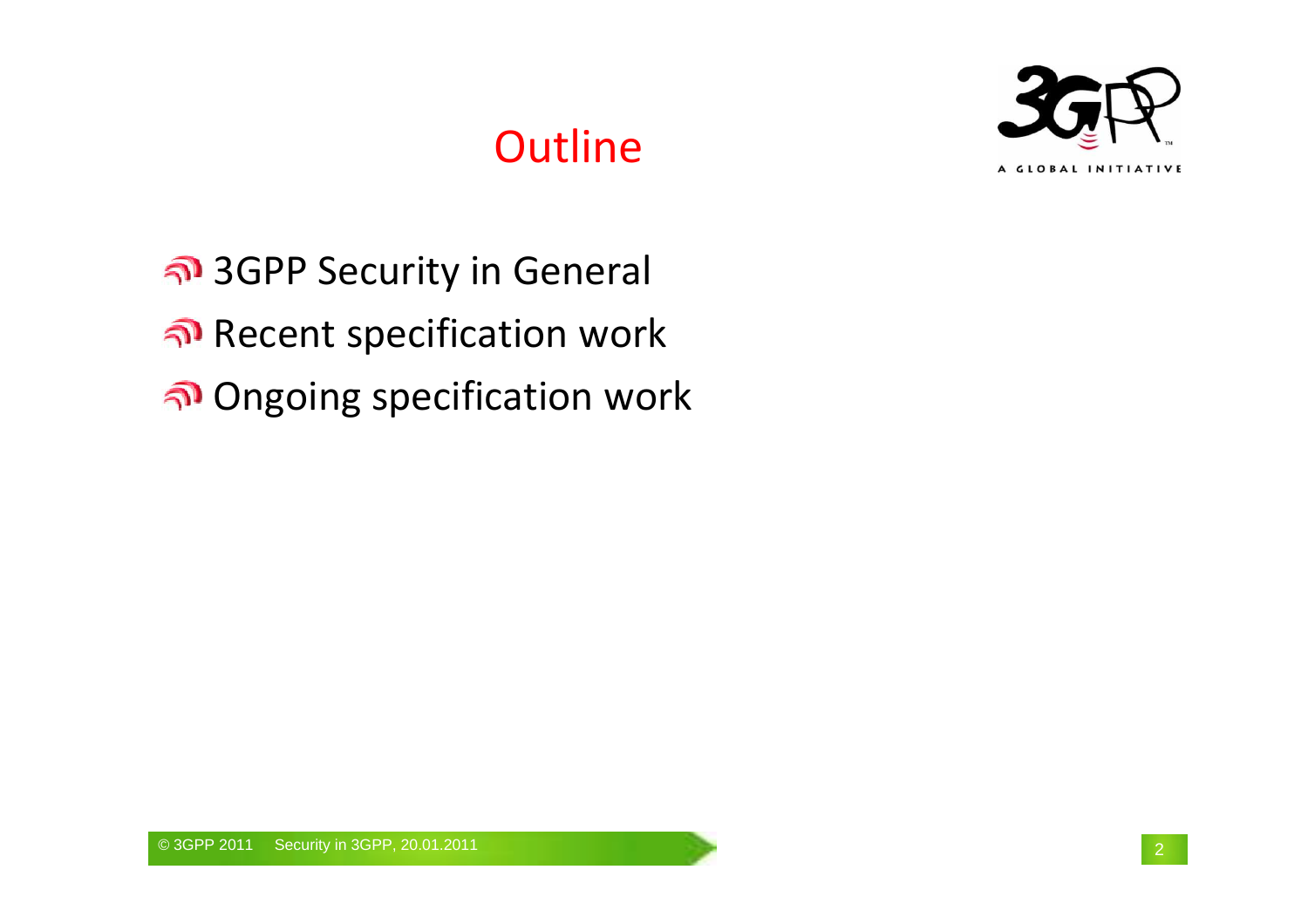# Outline

- 3GPP Security in General
- Recent specification work
- Ongoing specification work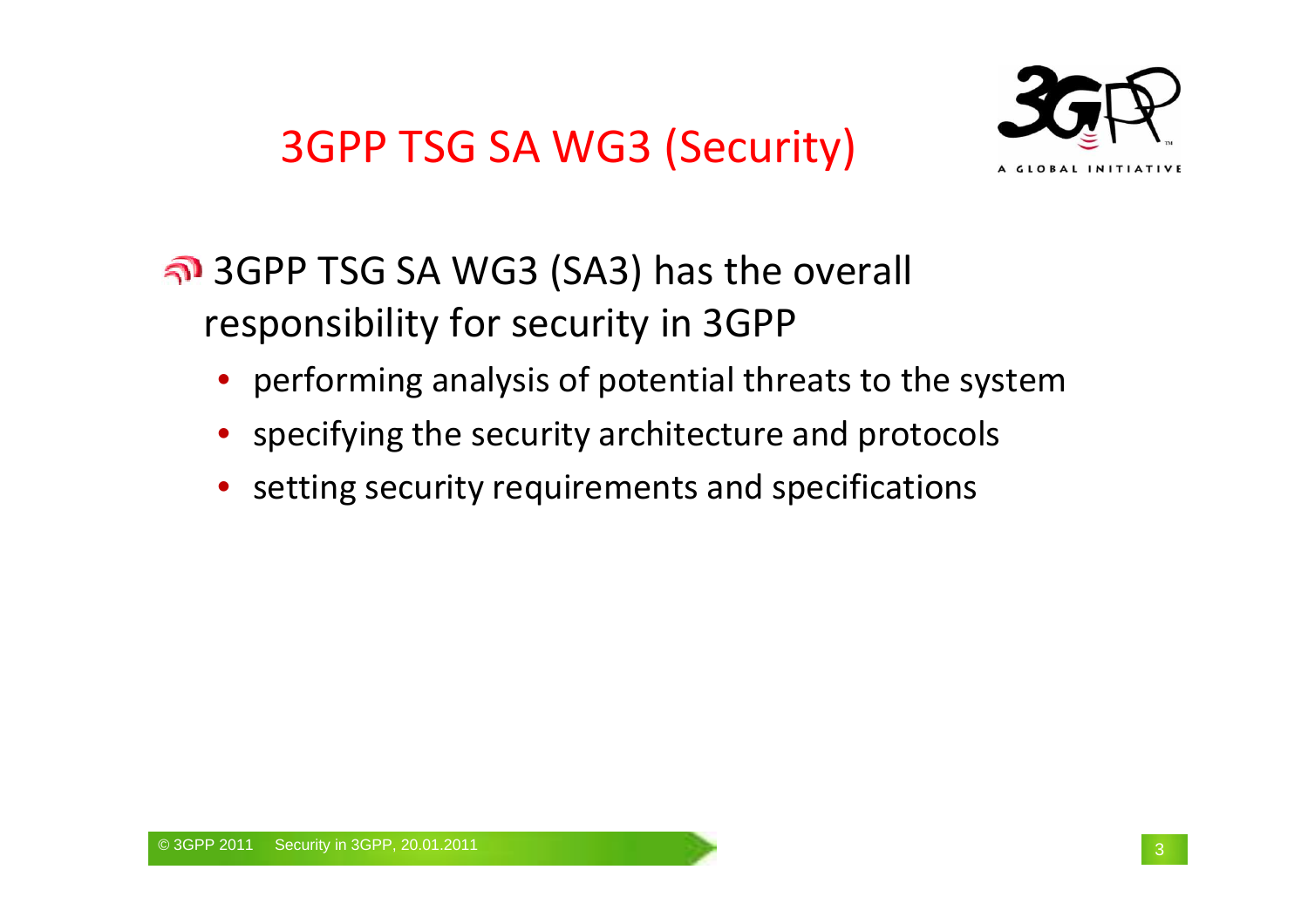# 3GPP TSG SA WG3 (Security)

- 3GPP TSG SA WG3 (SA3) has the overall responsibility for security in 3GPP
  - performing analysis of potential threats to the system
  - specifying the security architecture and protocols
  - setting security requirements and specifications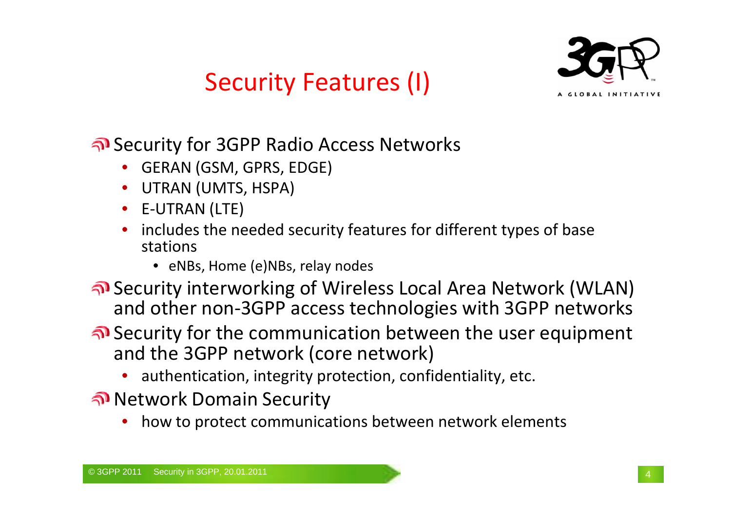# Security Features (I)

- Security for 3GPP Radio Access Networks
  - GERAN (GSM, GPRS, EDGE)
  - UTRAN (UMTS, HSPA)
  - E-UTRAN (LTE)
  - includes the needed security features for different types of base stations
    - eNBs, Home (e)NBs, relay nodes
- Security interworking of Wireless Local Area Network (WLAN) and other non-3GPP access technologies with 3GPP networks
- Security for the communication between the user equipment and the 3GPP network (core network)
  - authentication, integrity protection, confidentiality, etc.
- Network Domain Security
  - how to protect communications between network elements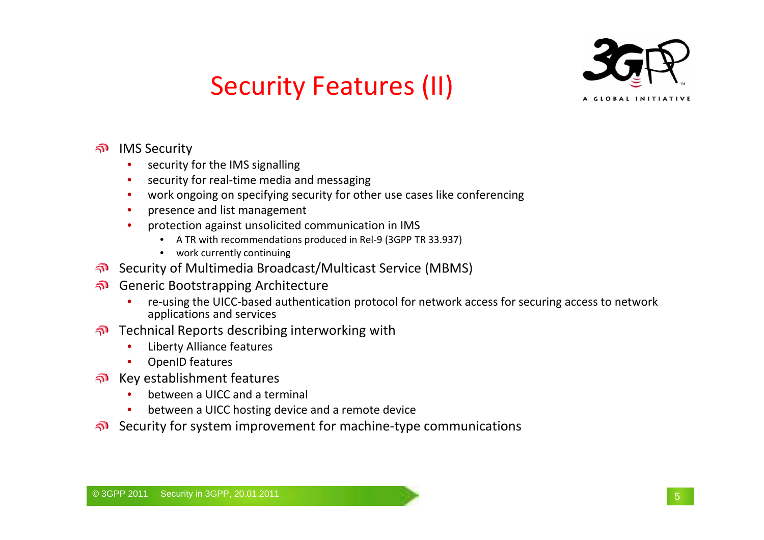# Security Features (II)

- IMS Security
  - security for the IMS signalling
  - security for real-time media and messaging
  - work ongoing on specifying security for other use cases like conferencing
  - presence and list management
  - protection against unsolicited communication in IMS
    - A TR with recommendations produced in Rel-9 (3GPP TR 33.937)
    - work currently continuing
- Security of Multimedia Broadcast/Multicast Service (MBMS)
- Generic Bootstrapping Architecture
  - re-using the UICC-based authentication protocol for network access for securing access to network applications and services
- Technical Reports describing interworking with
  - Liberty Alliance features
  - OpenID features
- Key establishment features
  - between a UICC and a terminal
  - between a UICC hosting device and a remote device
- Security for system improvement for machine-type communications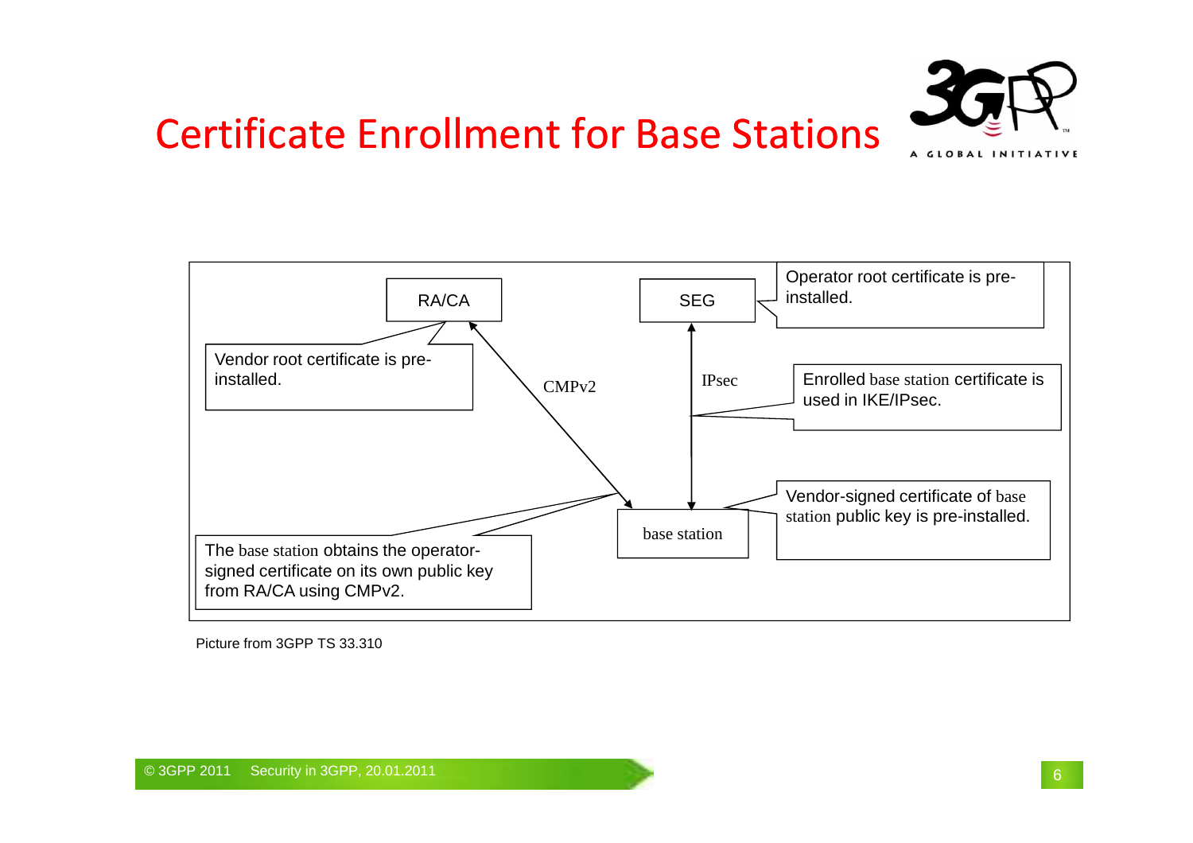# Certificate Enrollment for Base Stations

RA/CA

SEG

Operator root certificate is pre-installed.

Vendor root certificate is pre-installed.

CMPv2

IPsec

Enrolled base station certificate is used in IKE/IPsec.

Vendor-signed certificate of base station public key is pre-installed.

base station

The base station obtains the operator-signed certificate on its own public key from RA/CA using CMPv2.

Picture from 3GPP TS 33.310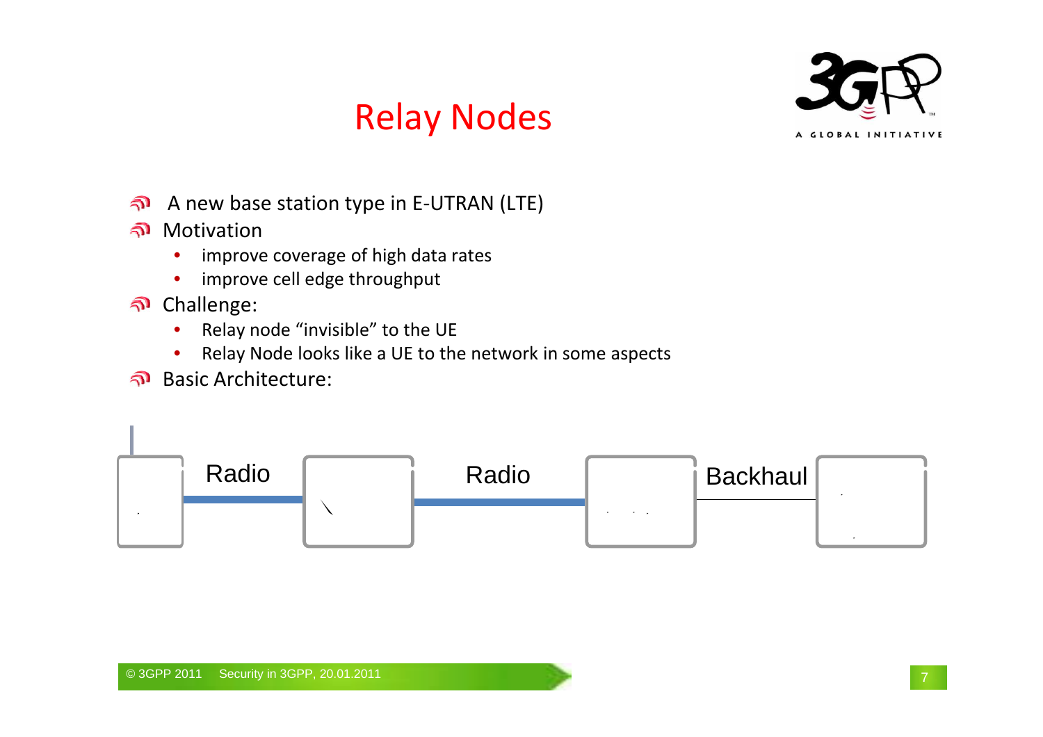# Relay Nodes

- A new base station type in E-UTRAN (LTE)
- Motivation
  - improve coverage of high data rates
  - improve cell edge throughput
- Challenge:
  - Relay node “invisible” to the UE
  - Relay Node looks like a UE to the network in some aspects
- Basic Architecture:

Radio Radio Backhaul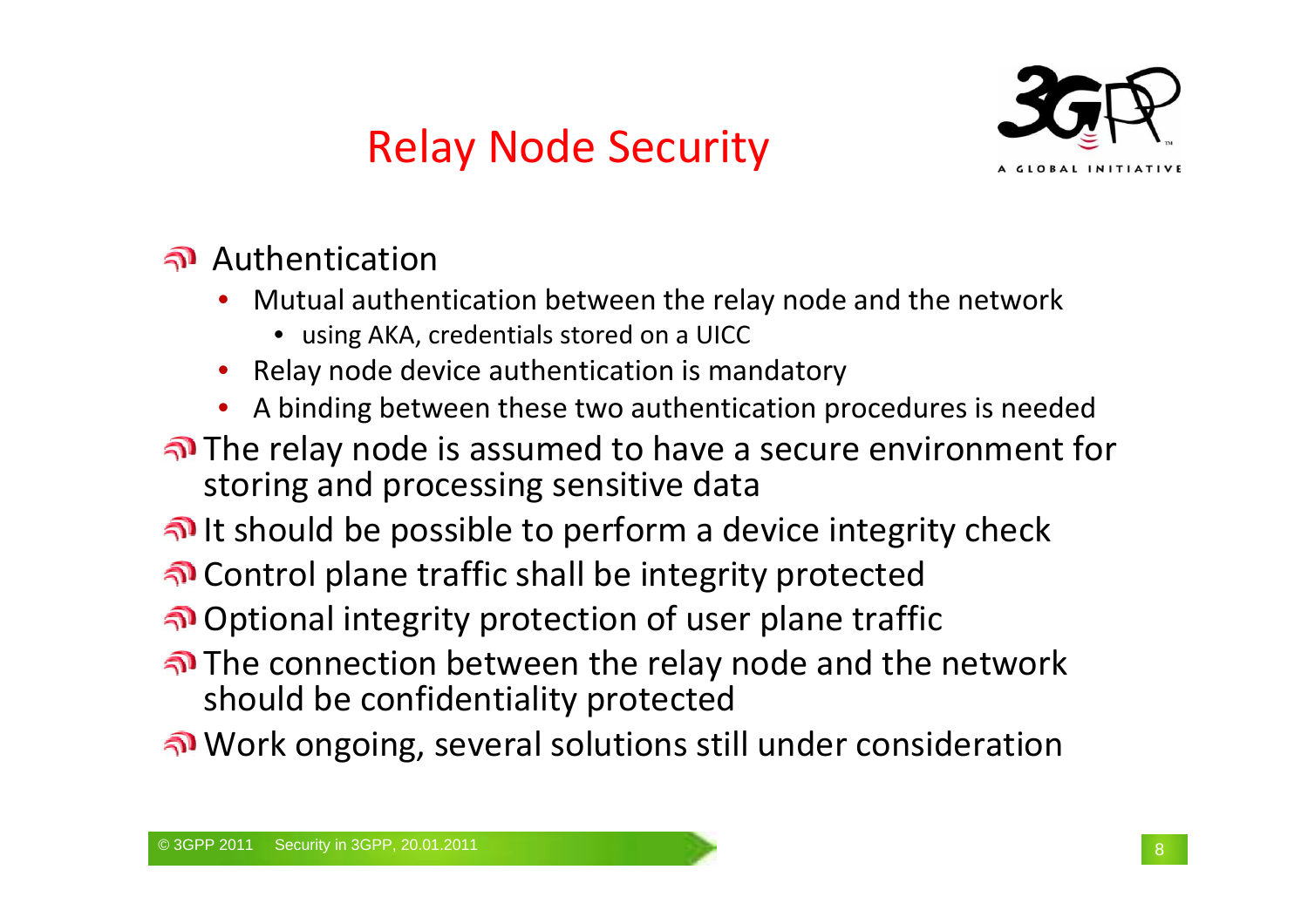# Relay Node Security

- Authentication
  - Mutual authentication between the relay node and the network
    - using AKA, credentials stored on a UICC
  - Relay node device authentication is mandatory
  - A binding between these two authentication procedures is needed
- The relay node is assumed to have a secure environment for storing and processing sensitive data
- It should be possible to perform a device integrity check
- Control plane traffic shall be integrity protected
- Optional integrity protection of user plane traffic
- The connection between the relay node and the network should be confidentiality protected
- Work ongoing, several solutions still under consideration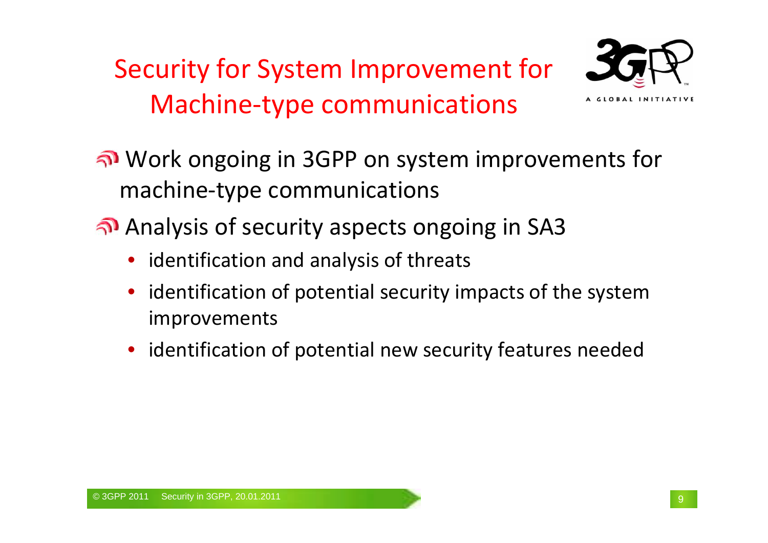# Security for System Improvement for Machine-type communications

- Work ongoing in 3GPP on system improvements for machine-type communications
- Analysis of security aspects ongoing in SA3
  - identification and analysis of threats
  - identification of potential security impacts of the system improvements
  - identification of potential new security features needed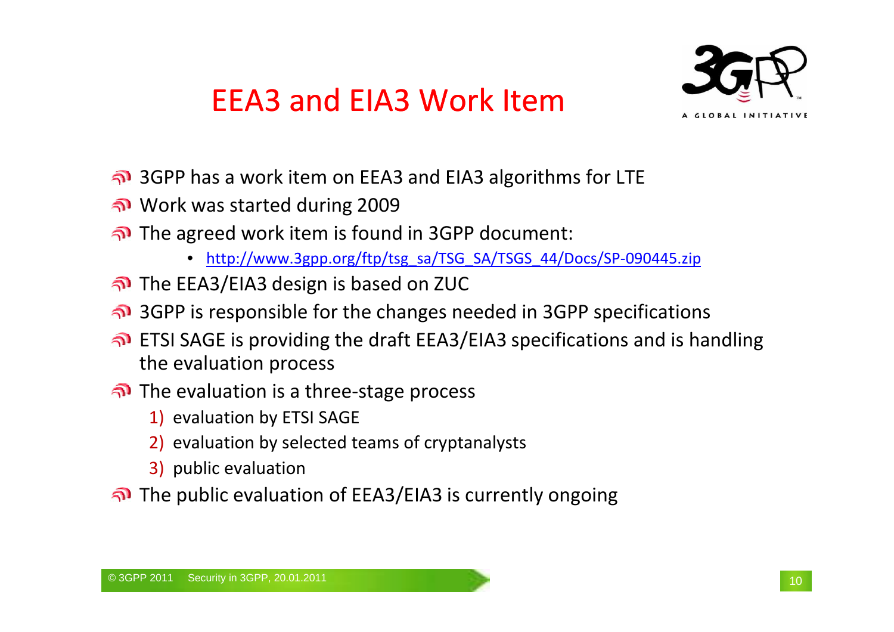# EEA3 and EIA3 Work Item

- 3GPP has a work item on EEA3 and EIA3 algorithms for LTE
- Work was started during 2009
- The agreed work item is found in 3GPP document:
  - http://www.3gpp.org/ftp/tsg_sa/TSG_SA/TSGS_44/Docs/SP-090445.zip
- The EEA3/EIA3 design is based on ZUC
- 3GPP is responsible for the changes needed in 3GPP specifications
- ETSI SAGE is providing the draft EEA3/EIA3 specifications and is handling the evaluation process
- The evaluation is a three-stage process
  1) evaluation by ETSI SAGE
  2) evaluation by selected teams of cryptanalysts
  3) public evaluation
- The public evaluation of EEA3/EIA3 is currently ongoing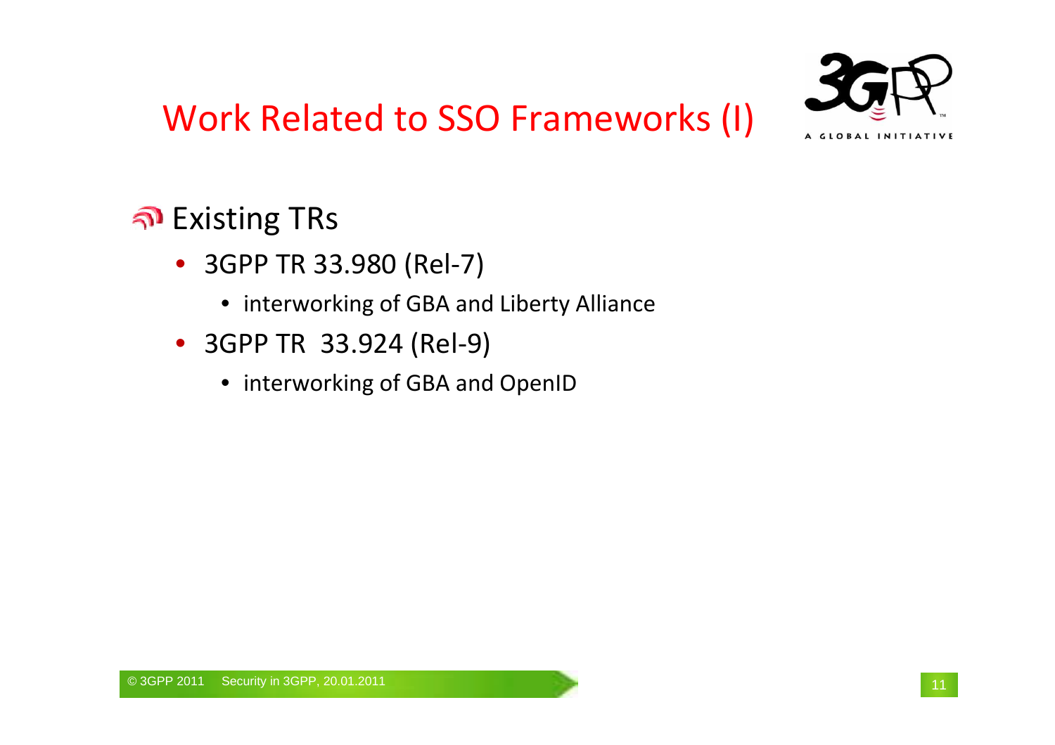# Work Related to SSO Frameworks (I)

## Existing TRs

- 3GPP TR 33.980 (Rel-7)
  - interworking of GBA and Liberty Alliance
- 3GPP TR 33.924 (Rel-9)
  - interworking of GBA and OpenID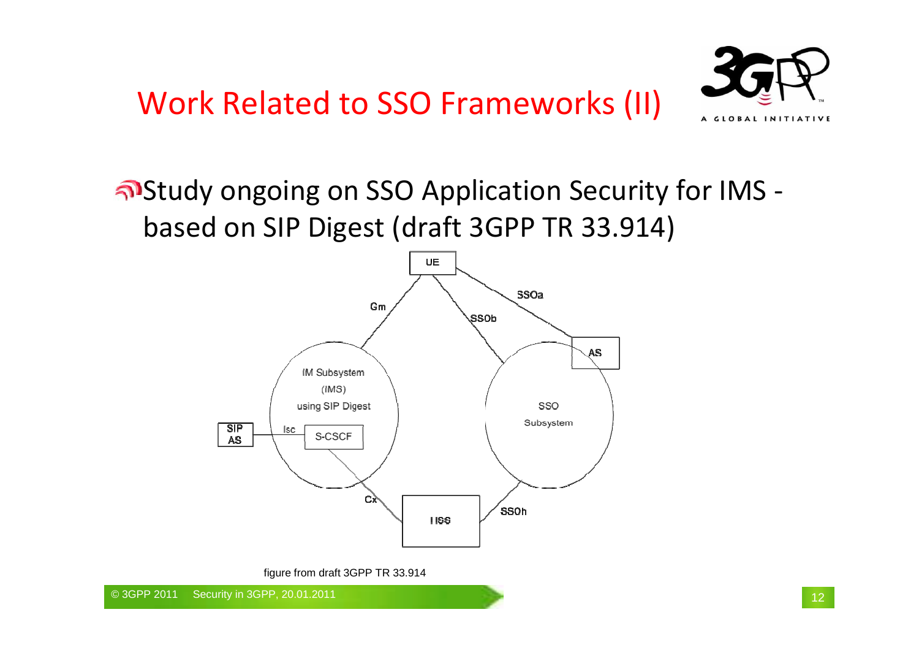# Work Related to SSO Frameworks (II)

- Study ongoing on SSO Application Security for IMS - based on SIP Digest (draft 3GPP TR 33.914)

figure from draft 3GPP TR 33.914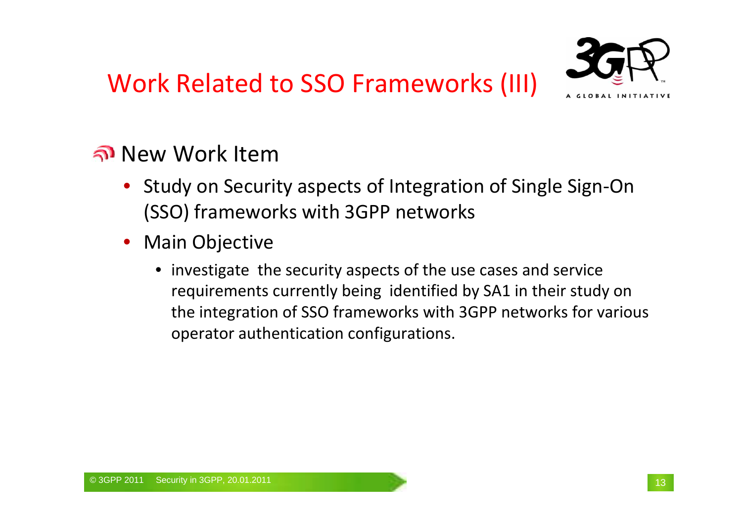# Work Related to SSO Frameworks (III)

## New Work Item

- Study on Security aspects of Integration of Single Sign-On (SSO) frameworks with 3GPP networks
- Main Objective
  - investigate the security aspects of the use cases and service requirements currently being identified by SA1 in their study on the integration of SSO frameworks with 3GPP networks for various operator authentication configurations.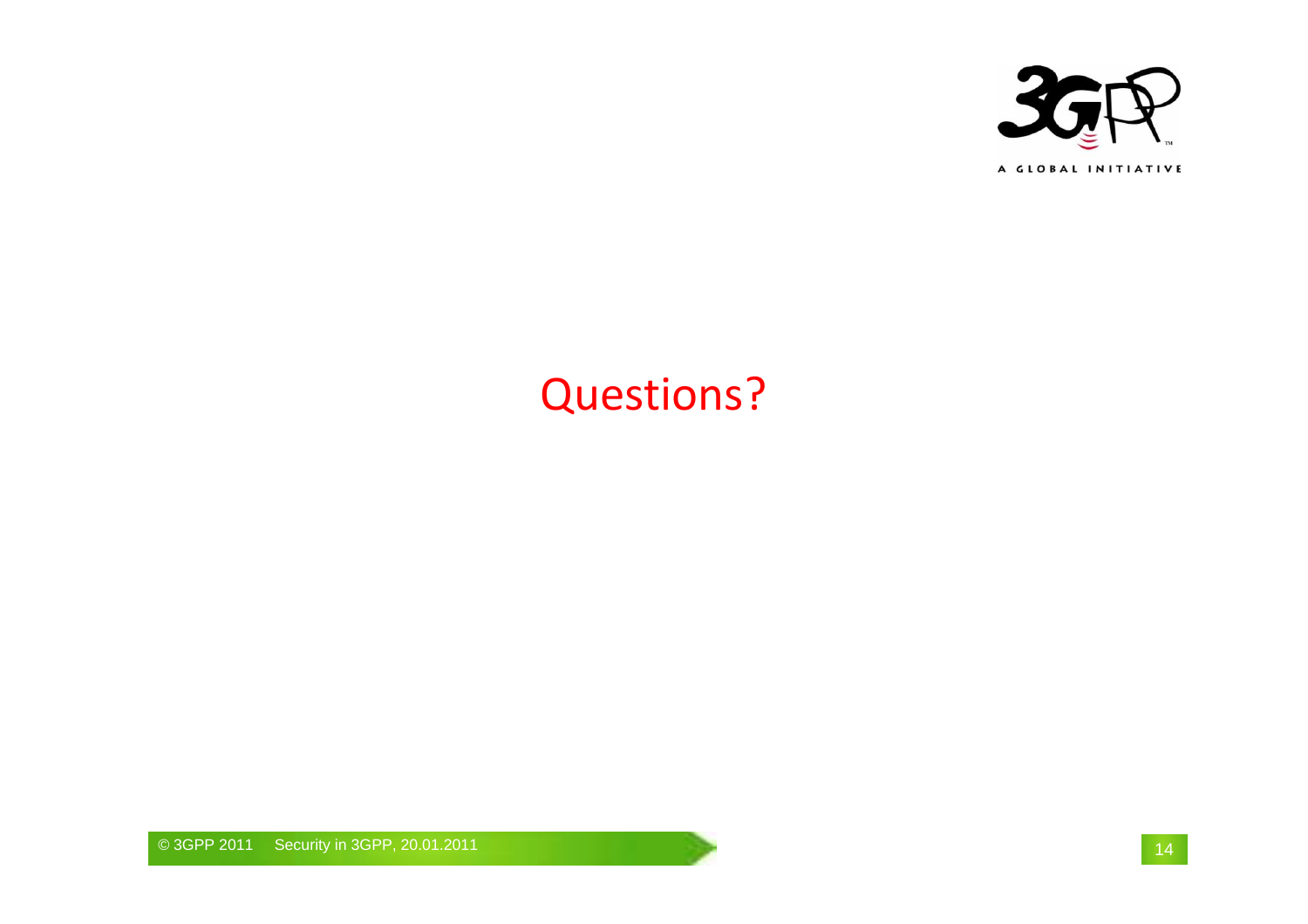# Questions?